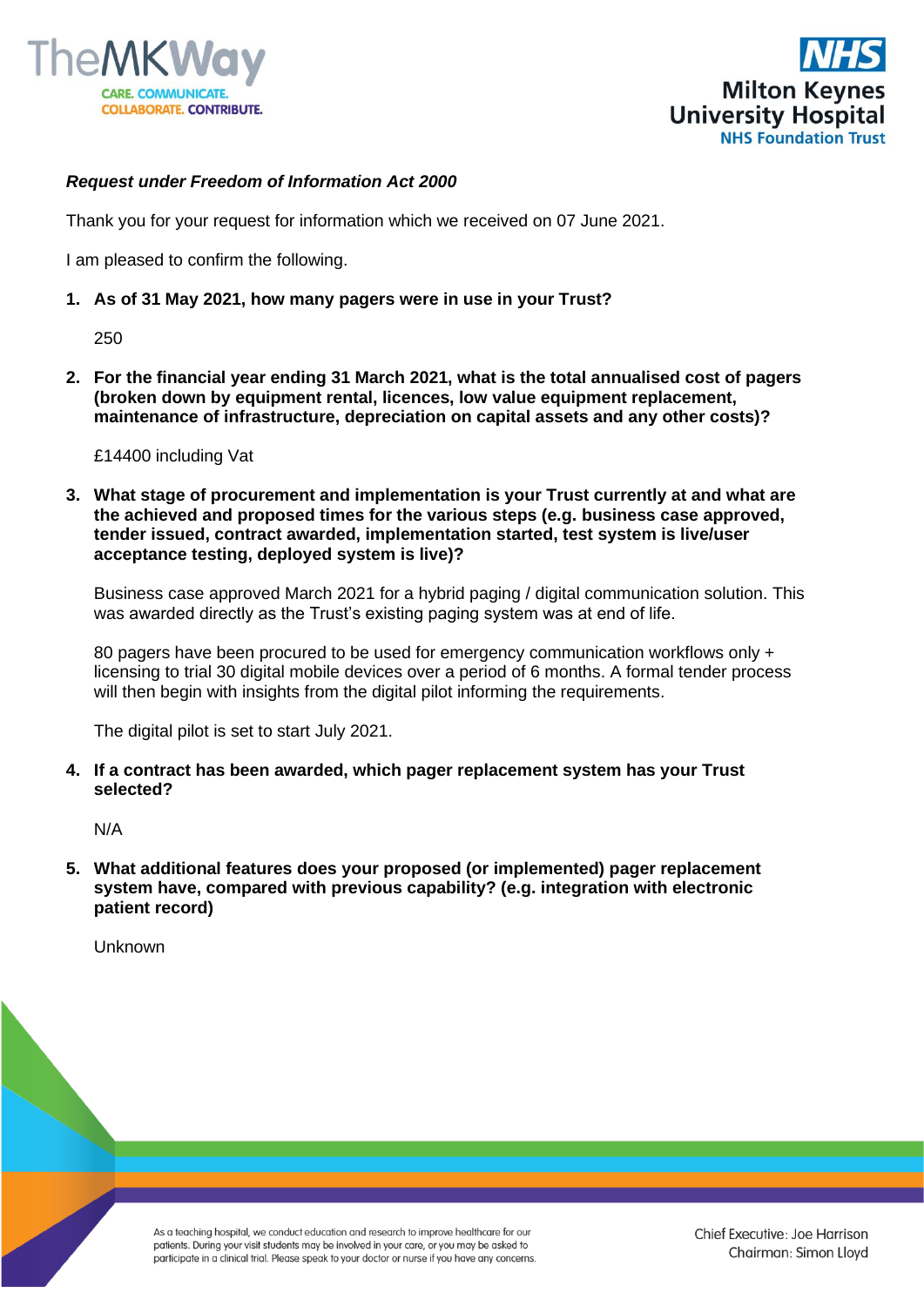***Request under Freedom of Information Act 2000***

Thank you for your request for information which we received on 07 June 2021.

I am pleased to confirm the following.

1. **As of 31 May 2021, how many pagers were in use in your Trust?**

   250

2. **For the financial year ending 31 March 2021, what is the total annualised cost of pagers (broken down by equipment rental, licences, low value equipment replacement, maintenance of infrastructure, depreciation on capital assets and any other costs)?**

   £14400 including Vat

3. **What stage of procurement and implementation is your Trust currently at and what are the achieved and proposed times for the various steps (e.g. business case approved, tender issued, contract awarded, implementation started, test system is live/user acceptance testing, deployed system is live)?**

   Business case approved March 2021 for a hybrid paging / digital communication solution. This was awarded directly as the Trust's existing paging system was at end of life.

   80 pagers have been procured to be used for emergency communication workflows only + licensing to trial 30 digital mobile devices over a period of 6 months. A formal tender process will then begin with insights from the digital pilot informing the requirements.

   The digital pilot is set to start July 2021.

4. **If a contract has been awarded, which pager replacement system has your Trust selected?**

   N/A

5. **What additional features does your proposed (or implemented) pager replacement system have, compared with previous capability? (e.g. integration with electronic patient record)**

   Unknown

As a teaching hospital, we conduct education and research to improve healthcare for our patients. During your visit students may be involved in your care, or you may be asked to participate in a clinical trial. Please speak to your doctor or nurse if you have any concerns.

Chief Executive: Joe Harrison
Chairman: Simon Lloyd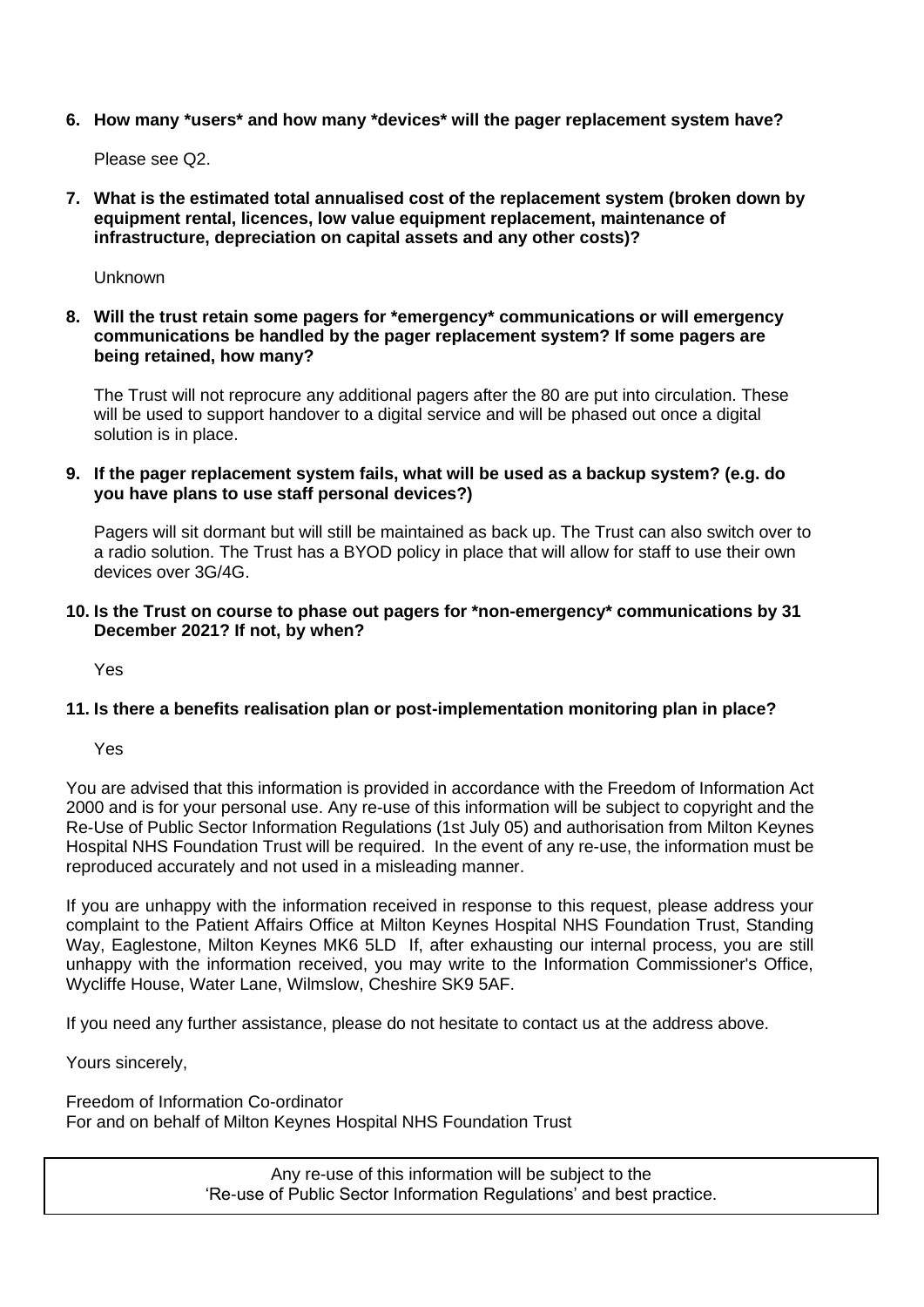**6. How many \*users\* and how many \*devices\* will the pager replacement system have?**

Please see Q2.

**7. What is the estimated total annualised cost of the replacement system (broken down by equipment rental, licences, low value equipment replacement, maintenance of infrastructure, depreciation on capital assets and any other costs)?**

Unknown

**8. Will the trust retain some pagers for \*emergency\* communications or will emergency communications be handled by the pager replacement system? If some pagers are being retained, how many?**

The Trust will not reprocure any additional pagers after the 80 are put into circulation. These will be used to support handover to a digital service and will be phased out once a digital solution is in place.

**9. If the pager replacement system fails, what will be used as a backup system? (e.g. do you have plans to use staff personal devices?)**

Pagers will sit dormant but will still be maintained as back up. The Trust can also switch over to a radio solution. The Trust has a BYOD policy in place that will allow for staff to use their own devices over 3G/4G.

**10. Is the Trust on course to phase out pagers for \*non-emergency\* communications by 31 December 2021? If not, by when?**

Yes

**11. Is there a benefits realisation plan or post-implementation monitoring plan in place?**

Yes

You are advised that this information is provided in accordance with the Freedom of Information Act 2000 and is for your personal use. Any re-use of this information will be subject to copyright and the Re-Use of Public Sector Information Regulations (1st July 05) and authorisation from Milton Keynes Hospital NHS Foundation Trust will be required. In the event of any re-use, the information must be reproduced accurately and not used in a misleading manner.

If you are unhappy with the information received in response to this request, please address your complaint to the Patient Affairs Office at Milton Keynes Hospital NHS Foundation Trust, Standing Way, Eaglestone, Milton Keynes MK6 5LD If, after exhausting our internal process, you are still unhappy with the information received, you may write to the Information Commissioner's Office, Wycliffe House, Water Lane, Wilmslow, Cheshire SK9 5AF.

If you need any further assistance, please do not hesitate to contact us at the address above.

Yours sincerely,

Freedom of Information Co-ordinator
For and on behalf of Milton Keynes Hospital NHS Foundation Trust

Any re-use of this information will be subject to the
'Re-use of Public Sector Information Regulations' and best practice.